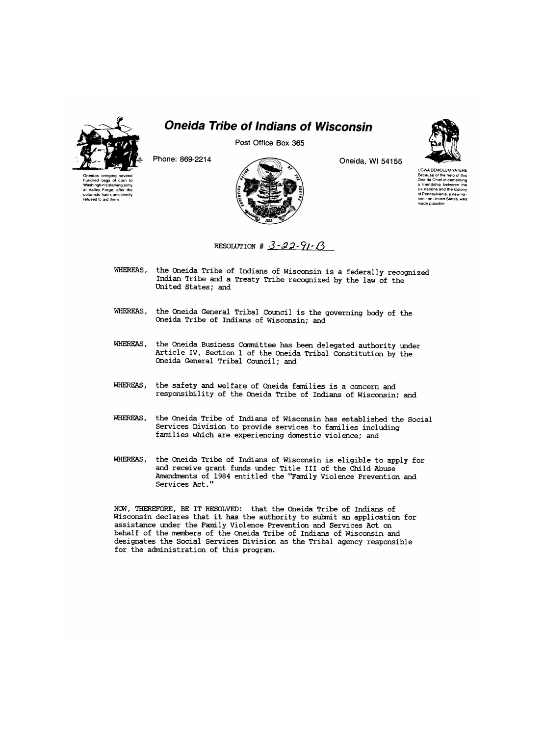# Oneida Tribe of Indians of Wisconsin

Post Office Box 365

Phone: 869-2214

Oneida, WI 54155

Oneidas bringing several hundred bags of corn to Washington's starving army at Valley Forge, after the colonists had consistently refused to aid them

UGWA DEMOLUM YATEHE
Because of the help of this Oneida Chief in cementing a friendship between the six nations and the Colony of Pennsylvania, a new nation, the United States, was made possible.

RESOLUTION # 3-22-91-B

WHEREAS, the Oneida Tribe of Indians of Wisconsin is a federally recognized Indian Tribe and a Treaty Tribe recognized by the law of the United States; and

WHEREAS, the Oneida General Tribal Council is the governing body of the Oneida Tribe of Indians of Wisconsin; and

WHEREAS, the Oneida Business Committee has been delegated authority under Article IV, Section 1 of the Oneida Tribal Constitution by the Oneida General Tribal Council; and

WHEREAS, the safety and welfare of Oneida families is a concern and responsibility of the Oneida Tribe of Indians of Wisconsin; and

WHEREAS, the Oneida Tribe of Indians of Wisconsin has established the Social Services Division to provide services to families including families which are experiencing domestic violence; and

WHEREAS, the Oneida Tribe of Indians of Wisconsin is eligible to apply for and receive grant funds under Title III of the Child Abuse Amendments of 1984 entitled the "Family Violence Prevention and Services Act."

NOW, THEREFORE, BE IT RESOLVED: that the Oneida Tribe of Indians of Wisconsin declares that it has the authority to submit an application for assistance under the Family Violence Prevention and Services Act on behalf of the members of the Oneida Tribe of Indians of Wisconsin and designates the Social Services Division as the Tribal agency responsible for the administration of this program.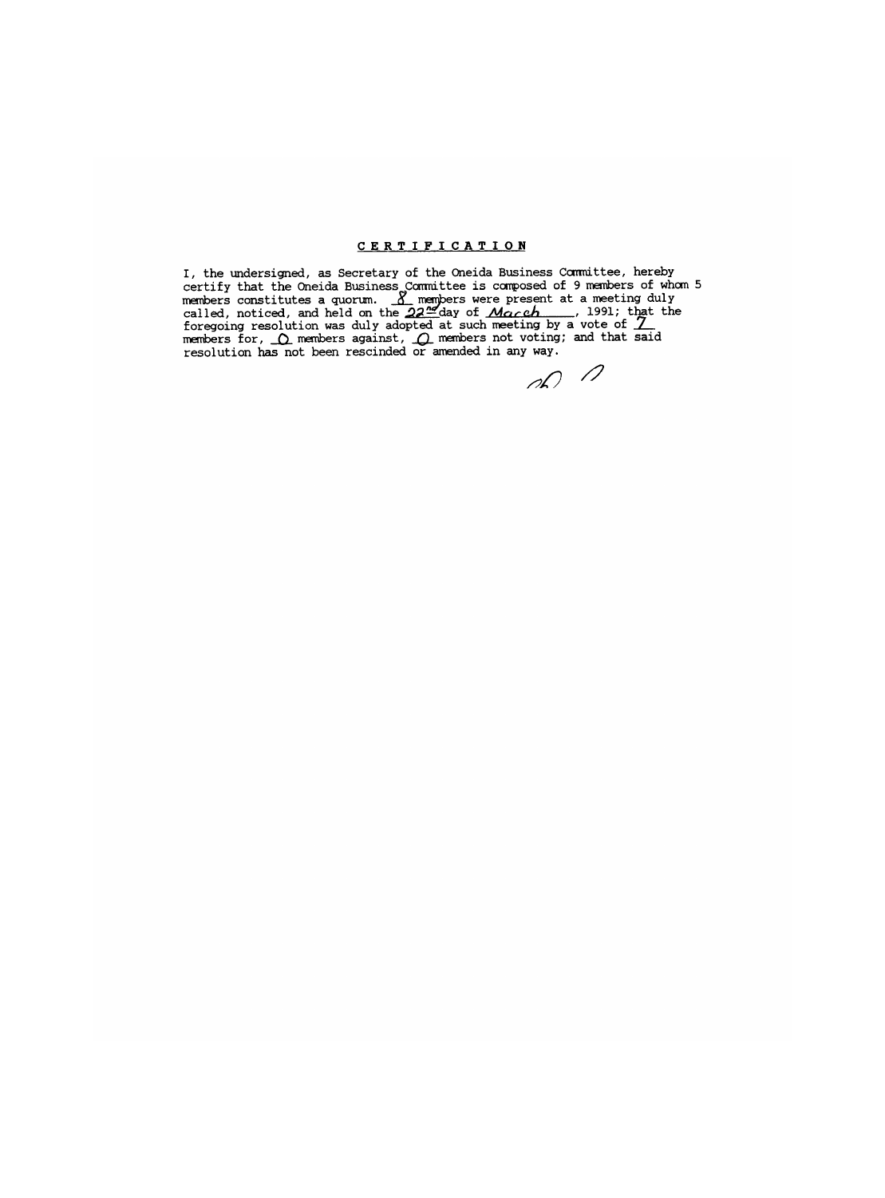# CERTIFICATION

I, the undersigned, as Secretary of the Oneida Business Committee, hereby certify that the Oneida Business Committee is composed of 9 members of whom 5 members constitutes a quorum. 8 members were present at a meeting duly called, noticed, and held on the 22nd day of March, 1991; that the foregoing resolution was duly adopted at such meeting by a vote of 7 members for, 0 members against, 0 members not voting; and that said resolution has not been rescinded or amended in any way.